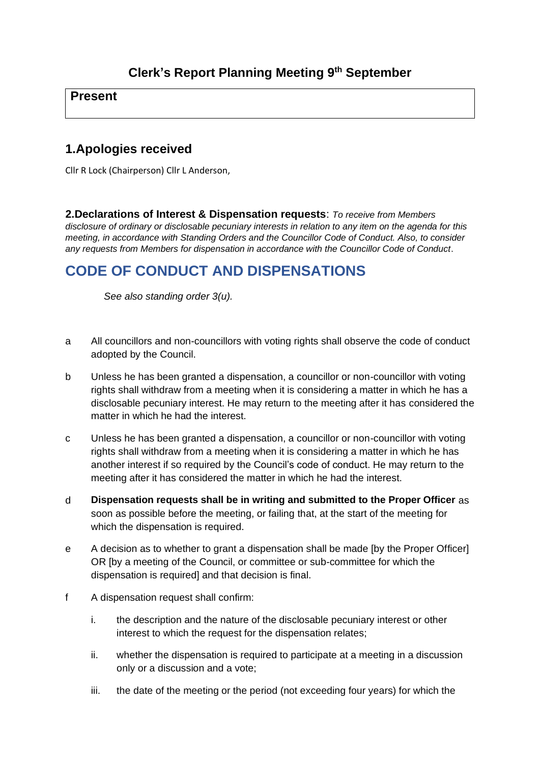# Clerk's Report Planning Meeting 9th September

| **Present** |
|---|
| |

## 1.Apologies received

Cllr R Lock (Chairperson) Cllr L Anderson,

**2.Declarations of Interest & Dispensation requests**: *To receive from Members disclosure of ordinary or disclosable pecuniary interests in relation to any item on the agenda for this meeting, in accordance with Standing Orders and the Councillor Code of Conduct. Also, to consider any requests from Members for dispensation in accordance with the Councillor Code of Conduct*.

## CODE OF CONDUCT AND DISPENSATIONS

*See also standing order 3(u).*

a All councillors and non-councillors with voting rights shall observe the code of conduct adopted by the Council.

b Unless he has been granted a dispensation, a councillor or non-councillor with voting rights shall withdraw from a meeting when it is considering a matter in which he has a disclosable pecuniary interest. He may return to the meeting after it has considered the matter in which he had the interest.

c Unless he has been granted a dispensation, a councillor or non-councillor with voting rights shall withdraw from a meeting when it is considering a matter in which he has another interest if so required by the Council's code of conduct. He may return to the meeting after it has considered the matter in which he had the interest.

d **Dispensation requests shall be in writing and submitted to the Proper Officer** as soon as possible before the meeting, or failing that, at the start of the meeting for which the dispensation is required.

e A decision as to whether to grant a dispensation shall be made [by the Proper Officer] OR [by a meeting of the Council, or committee or sub-committee for which the dispensation is required] and that decision is final.

f A dispensation request shall confirm:

   i. the description and the nature of the disclosable pecuniary interest or other interest to which the request for the dispensation relates;

   ii. whether the dispensation is required to participate at a meeting in a discussion only or a discussion and a vote;

   iii. the date of the meeting or the period (not exceeding four years) for which the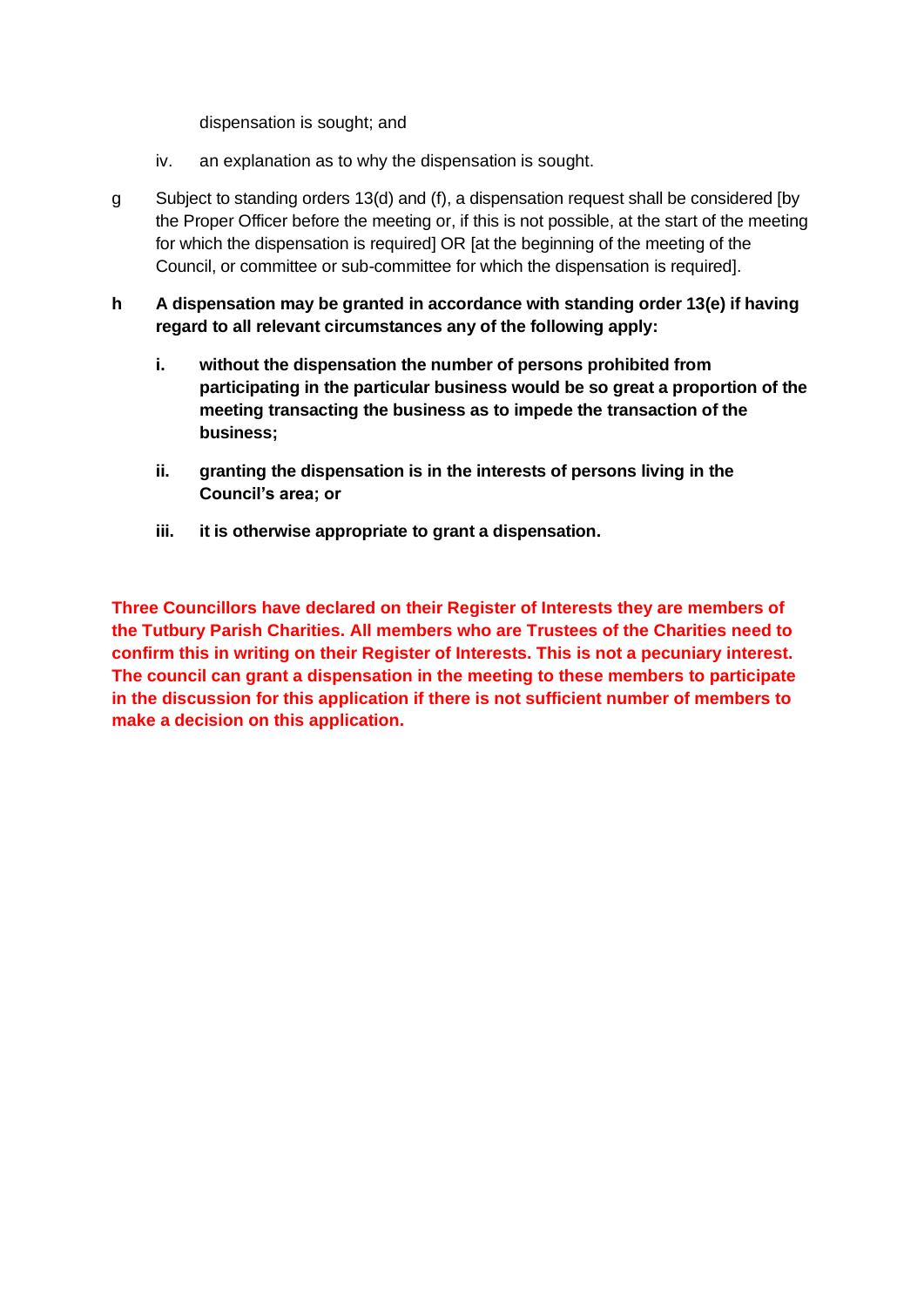dispensation is sought; and

iv. an explanation as to why the dispensation is sought.

g Subject to standing orders 13(d) and (f), a dispensation request shall be considered [by the Proper Officer before the meeting or, if this is not possible, at the start of the meeting for which the dispensation is required] OR [at the beginning of the meeting of the Council, or committee or sub-committee for which the dispensation is required].

**h A dispensation may be granted in accordance with standing order 13(e) if having regard to all relevant circumstances any of the following apply:**

**i. without the dispensation the number of persons prohibited from participating in the particular business would be so great a proportion of the meeting transacting the business as to impede the transaction of the business;**

**ii. granting the dispensation is in the interests of persons living in the Council's area; or**

**iii. it is otherwise appropriate to grant a dispensation.**

**Three Councillors have declared on their Register of Interests they are members of the Tutbury Parish Charities. All members who are Trustees of the Charities need to confirm this in writing on their Register of Interests. This is not a pecuniary interest. The council can grant a dispensation in the meeting to these members to participate in the discussion for this application if there is not sufficient number of members to make a decision on this application.**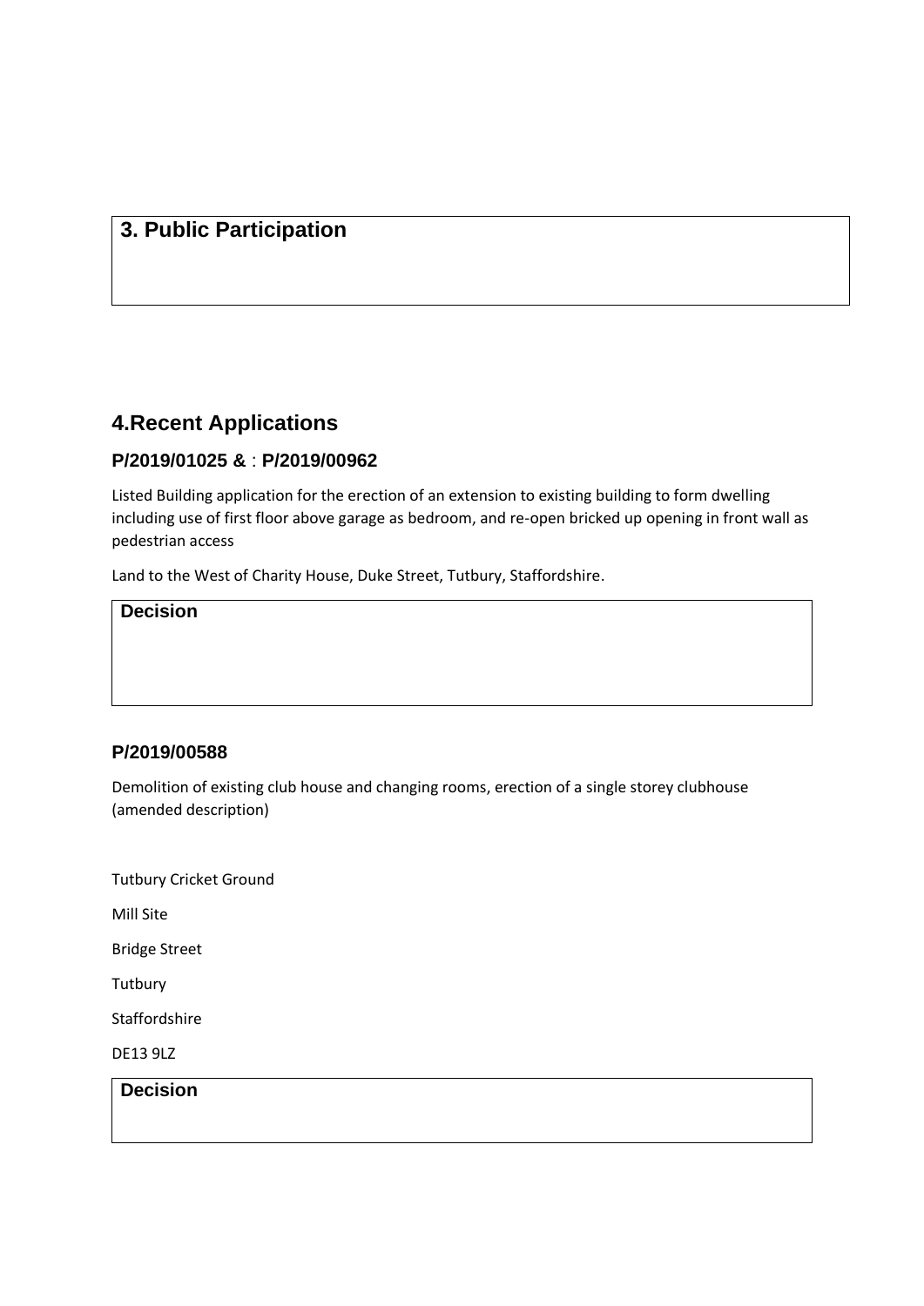## 3. Public Participation

## 4.Recent Applications

### P/2019/01025 & : P/2019/00962

Listed Building application for the erection of an extension to existing building to form dwelling including use of first floor above garage as bedroom, and re-open bricked up opening in front wall as pedestrian access

Land to the West of Charity House, Duke Street, Tutbury, Staffordshire.

**Decision**

### P/2019/00588

Demolition of existing club house and changing rooms, erection of a single storey clubhouse (amended description)

Tutbury Cricket Ground

Mill Site

Bridge Street

Tutbury

Staffordshire

DE13 9LZ

**Decision**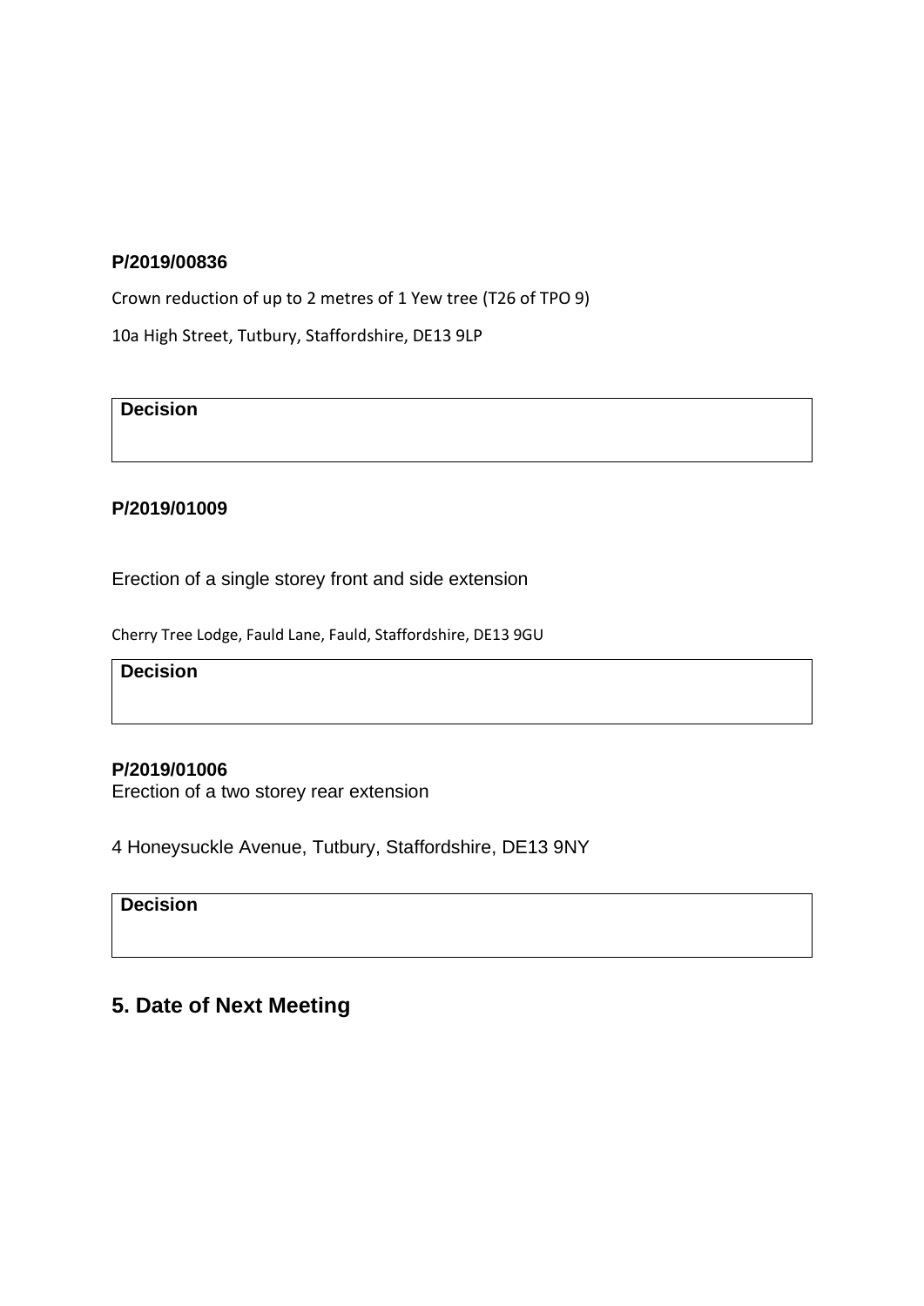**P/2019/00836**

Crown reduction of up to 2 metres of 1 Yew tree (T26 of TPO 9)

10a High Street, Tutbury, Staffordshire, DE13 9LP

| **Decision** |
| --- |
| |

**P/2019/01009**

Erection of a single storey front and side extension

Cherry Tree Lodge, Fauld Lane, Fauld, Staffordshire, DE13 9GU

| **Decision** |
| --- |
| |

**P/2019/01006**

Erection of a two storey rear extension

4 Honeysuckle Avenue, Tutbury, Staffordshire, DE13 9NY

| **Decision** |
| --- |
| |

## 5. Date of Next Meeting